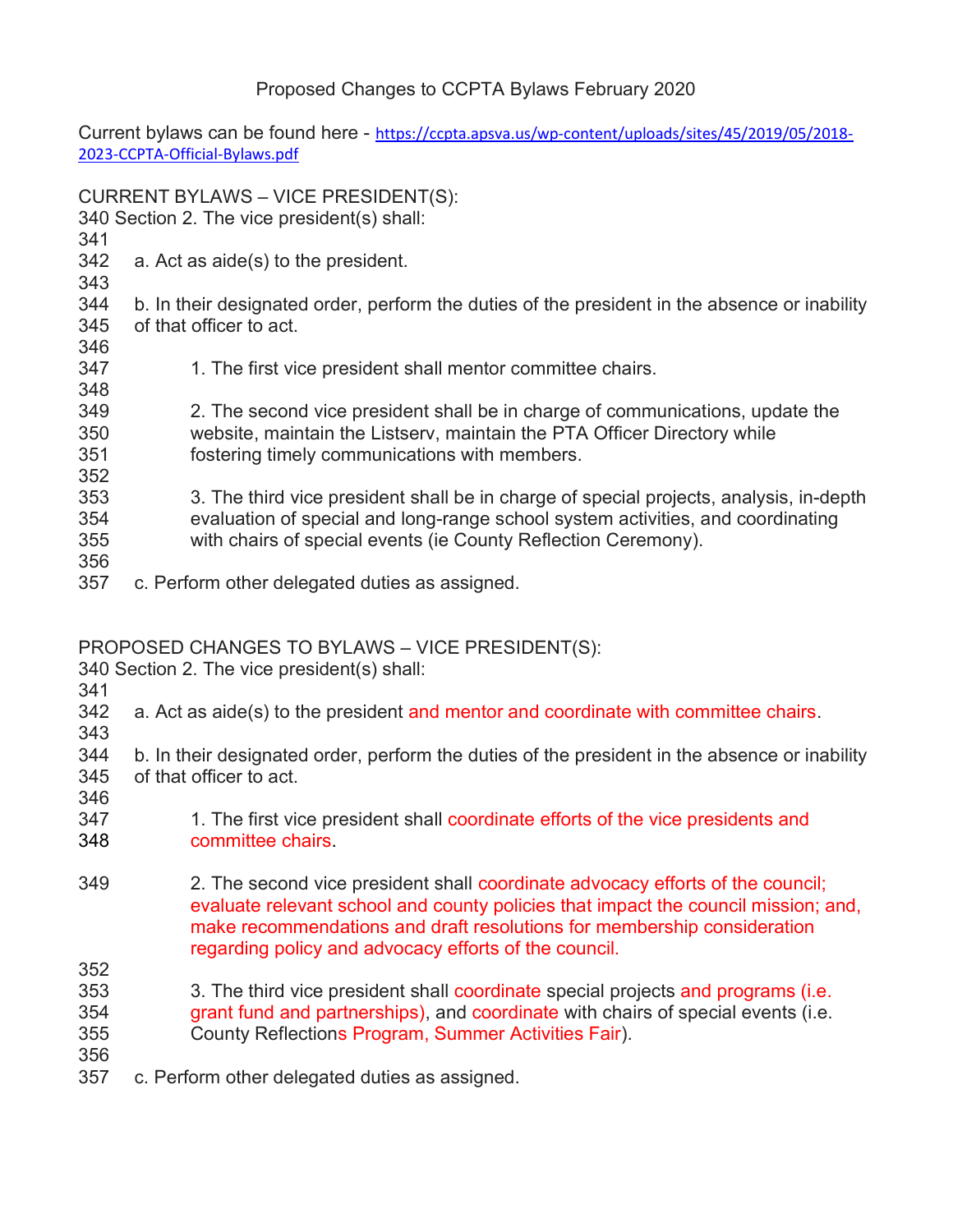# Proposed Changes to CCPTA Bylaws February 2020

Current bylaws can be found here - https://ccpta.apsva.us/wp-content/uploads/sites/45/2019/05/2018-2023-CCPTA-Official-Bylaws.pdf

CURRENT BYLAWS – VICE PRESIDENT(S):

340 Section 2. The vice president(s) shall:

341

342 a. Act as aide(s) to the president.

343

344 b. In their designated order, perform the duties of the president in the absence or inability
345 of that officer to act.

346

347 1. The first vice president shall mentor committee chairs.

348

349 2. The second vice president shall be in charge of communications, update the
350 website, maintain the Listserv, maintain the PTA Officer Directory while
351 fostering timely communications with members.

352

353 3. The third vice president shall be in charge of special projects, analysis, in-depth
354 evaluation of special and long-range school system activities, and coordinating
355 with chairs of special events (ie County Reflection Ceremony).

356

357 c. Perform other delegated duties as assigned.

PROPOSED CHANGES TO BYLAWS – VICE PRESIDENT(S):

340 Section 2. The vice president(s) shall:

341

342 a. Act as aide(s) to the president and mentor and coordinate with committee chairs.

343

344 b. In their designated order, perform the duties of the president in the absence or inability
345 of that officer to act.

346

347 1. The first vice president shall coordinate efforts of the vice presidents and
348 committee chairs.

349 2. The second vice president shall coordinate advocacy efforts of the council; evaluate relevant school and county policies that impact the council mission; and, make recommendations and draft resolutions for membership consideration regarding policy and advocacy efforts of the council.

352

353 3. The third vice president shall coordinate special projects and programs (i.e.
354 grant fund and partnerships), and coordinate with chairs of special events (i.e.
355 County Reflections Program, Summer Activities Fair).

356

357 c. Perform other delegated duties as assigned.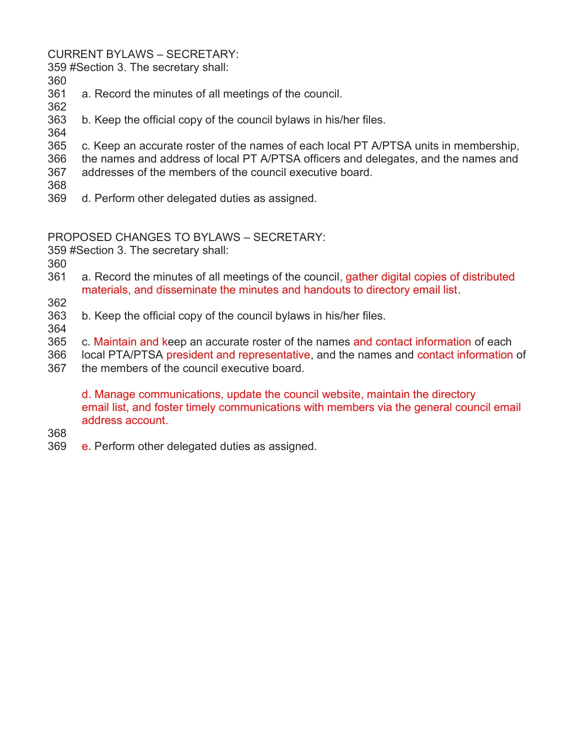CURRENT BYLAWS – SECRETARY:

359 #Section 3. The secretary shall:

360

361 a. Record the minutes of all meetings of the council.

362

363 b. Keep the official copy of the council bylaws in his/her files.

364

365 c. Keep an accurate roster of the names of each local PT A/PTSA units in membership,
366 the names and address of local PT A/PTSA officers and delegates, and the names and
367 addresses of the members of the council executive board.

368

369 d. Perform other delegated duties as assigned.

PROPOSED CHANGES TO BYLAWS – SECRETARY:

359 #Section 3. The secretary shall:

360

361 a. Record the minutes of all meetings of the council, gather digital copies of distributed materials, and disseminate the minutes and handouts to directory email list.

362

363 b. Keep the official copy of the council bylaws in his/her files.

364

365 c. Maintain and keep an accurate roster of the names and contact information of each
366 local PTA/PTSA president and representative, and the names and contact information of
367 the members of the council executive board.

d. Manage communications, update the council website, maintain the directory email list, and foster timely communications with members via the general council email address account.

368

369 e. Perform other delegated duties as assigned.